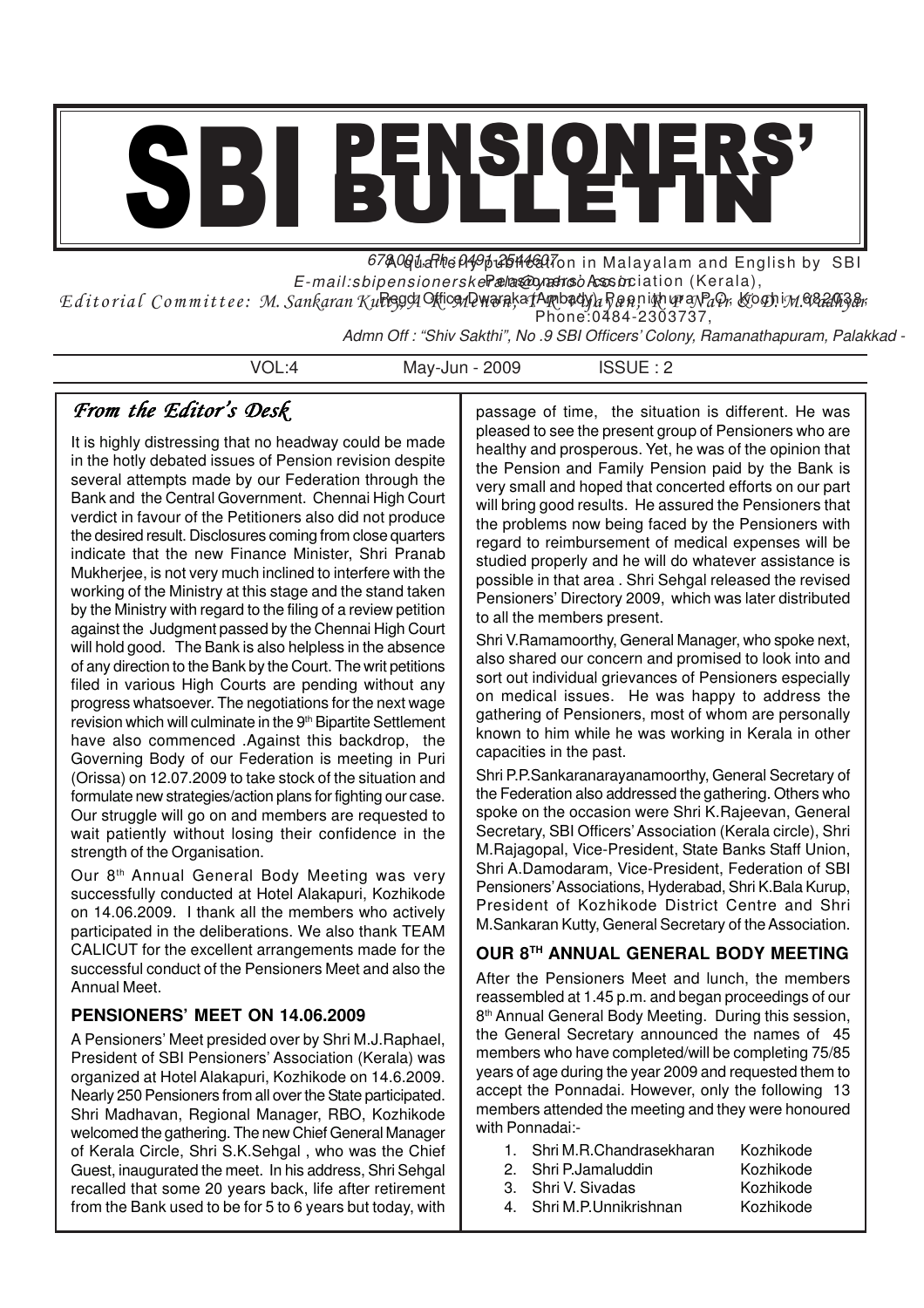# SBI PENSIONERS' BULLETIN

A quarterly publication in Malayalam and English by SBI Pensioners' Association (Kerala),
Regd Office: Dwaraka, Ambady, Poonithura P.O., Kochi - 682038, Phone: 0484-2303737,
Admn Off : "Shiv Sakthi", No .9 SBI Officers' Colony, Ramanathapuram, Palakkad - 678 001, Ph: 0491 2544607
E-mail: sbipensionerskerala@yahoo.co.in

*Editorial Committee: M. Sankaran Kutty, A K Menon, T R Mahadevan, K P Nair & D. M. Vadhyar*

VOL:4 May-Jun - 2009 ISSUE : 2

## *From the Editor's Desk*

It is highly distressing that no headway could be made in the hotly debated issues of Pension revision despite several attempts made by our Federation through the Bank and the Central Government. Chennai High Court verdict in favour of the Petitioners also did not produce the desired result. Disclosures coming from close quarters indicate that the new Finance Minister, Shri Pranab Mukherjee, is not very much inclined to interfere with the working of the Ministry at this stage and the stand taken by the Ministry with regard to the filing of a review petition against the Judgment passed by the Chennai High Court will hold good. The Bank is also helpless in the absence of any direction to the Bank by the Court. The writ petitions filed in various High Courts are pending without any progress whatsoever. The negotiations for the next wage revision which will culminate in the 9th Bipartite Settlement have also commenced .Against this backdrop, the Governing Body of our Federation is meeting in Puri (Orissa) on 12.07.2009 to take stock of the situation and formulate new strategies/action plans for fighting our case. Our struggle will go on and members are requested to wait patiently without losing their confidence in the strength of the Organisation.

Our 8th Annual General Body Meeting was very successfully conducted at Hotel Alakapuri, Kozhikode on 14.06.2009. I thank all the members who actively participated in the deliberations. We also thank TEAM CALICUT for the excellent arrangements made for the successful conduct of the Pensioners Meet and also the Annual Meet.

### PENSIONERS' MEET ON 14.06.2009

A Pensioners' Meet presided over by Shri M.J.Raphael, President of SBI Pensioners' Association (Kerala) was organized at Hotel Alakapuri, Kozhikode on 14.6.2009. Nearly 250 Pensioners from all over the State participated. Shri Madhavan, Regional Manager, RBO, Kozhikode welcomed the gathering. The new Chief General Manager of Kerala Circle, Shri S.K.Sehgal , who was the Chief Guest, inaugurated the meet. In his address, Shri Sehgal recalled that some 20 years back, life after retirement from the Bank used to be for 5 to 6 years but today, with passage of time, the situation is different. He was pleased to see the present group of Pensioners who are healthy and prosperous. Yet, he was of the opinion that the Pension and Family Pension paid by the Bank is very small and hoped that concerted efforts on our part will bring good results. He assured the Pensioners that the problems now being faced by the Pensioners with regard to reimbursement of medical expenses will be studied properly and he will do whatever assistance is possible in that area . Shri Sehgal released the revised Pensioners' Directory 2009, which was later distributed to all the members present.

Shri V.Ramamoorthy, General Manager, who spoke next, also shared our concern and promised to look into and sort out individual grievances of Pensioners especially on medical issues. He was happy to address the gathering of Pensioners, most of whom are personally known to him while he was working in Kerala in other capacities in the past.

Shri P.P.Sankaranarayanamoorthy, General Secretary of the Federation also addressed the gathering. Others who spoke on the occasion were Shri K.Rajeevan, General Secretary, SBI Officers' Association (Kerala circle), Shri M.Rajagopal, Vice-President, State Banks Staff Union, Shri A.Damodaram, Vice-President, Federation of SBI Pensioners' Associations, Hyderabad, Shri K.Bala Kurup, President of Kozhikode District Centre and Shri M.Sankaran Kutty, General Secretary of the Association.

### OUR 8TH ANNUAL GENERAL BODY MEETING

After the Pensioners Meet and lunch, the members reassembled at 1.45 p.m. and began proceedings of our 8th Annual General Body Meeting. During this session, the General Secretary announced the names of 45 members who have completed/will be completing 75/85 years of age during the year 2009 and requested them to accept the Ponnadai. However, only the following 13 members attended the meeting and they were honoured with Ponnadai:-

1. Shri M.R.Chandrasekharan — Kozhikode
2. Shri P.Jamaluddin — Kozhikode
3. Shri V. Sivadas — Kozhikode
4. Shri M.P.Unnikrishnan — Kozhikode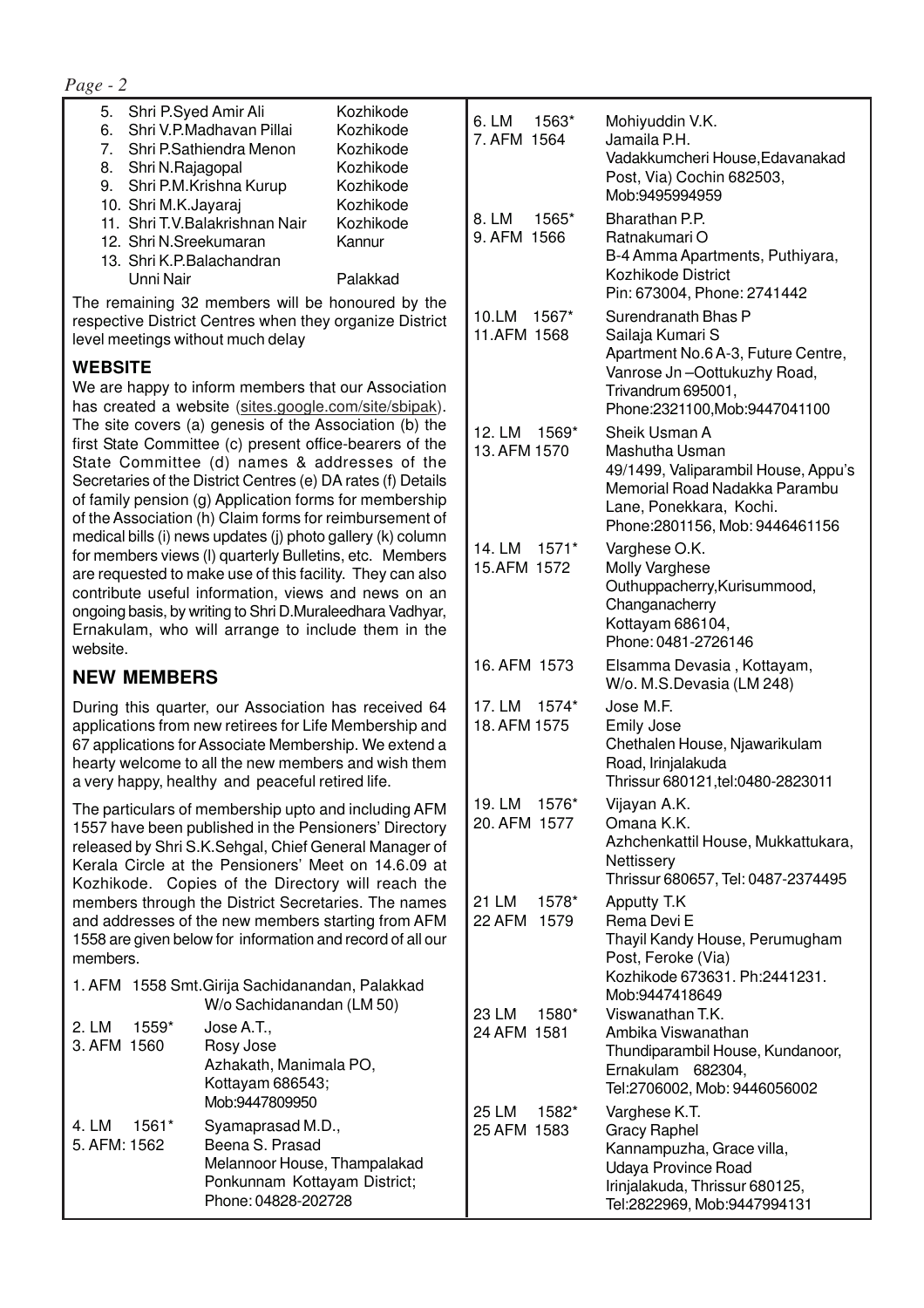5. Shri P.Syed Amir Ali — Kozhikode
6. Shri V.P.Madhavan Pillai — Kozhikode
7. Shri P.Sathiendra Menon — Kozhikode
8. Shri N.Rajagopal — Kozhikode
9. Shri P.M.Krishna Kurup — Kozhikode
10. Shri M.K.Jayaraj — Kozhikode
11. Shri T.V.Balakrishnan Nair — Kozhikode
12. Shri N.Sreekumaran — Kannur
13. Shri K.P.Balachandran Unni Nair — Palakkad

The remaining 32 members will be honoured by the respective District Centres when they organize District level meetings without much delay

## WEBSITE

We are happy to inform members that our Association has created a website (sites.google.com/site/sbipak). The site covers (a) genesis of the Association (b) the first State Committee (c) present office-bearers of the State Committee (d) names & addresses of the Secretaries of the District Centres (e) DA rates (f) Details of family pension (g) Application forms for membership of the Association (h) Claim forms for reimbursement of medical bills (i) news updates (j) photo gallery (k) column for members views (l) quarterly Bulletins, etc. Members are requested to make use of this facility. They can also contribute useful information, views and news on an ongoing basis, by writing to Shri D.Muraleedhara Vadhyar, Ernakulam, who will arrange to include them in the website.

## NEW MEMBERS

During this quarter, our Association has received 64 applications from new retirees for Life Membership and 67 applications for Associate Membership. We extend a hearty welcome to all the new members and wish them a very happy, healthy and peaceful retired life.

The particulars of membership upto and including AFM 1557 have been published in the Pensioners' Directory released by Shri S.K.Sehgal, Chief General Manager of Kerala Circle at the Pensioners' Meet on 14.6.09 at Kozhikode. Copies of the Directory will reach the members through the District Secretaries. The names and addresses of the new members starting from AFM 1558 are given below for information and record of all our members.

1. AFM 1558 Smt.Girija Sachidanandan, Palakkad
W/o Sachidanandan (LM 50)

2. LM 1559* Jose A.T.,
3. AFM 1560 Rosy Jose
Azhakath, Manimala PO,
Kottayam 686543;
Mob:9447809950

4. LM 1561* Syamaprasad M.D.,
5. AFM: 1562 Beena S. Prasad
Melannoor House, Thampalakad
Ponkunnam Kottayam District;
Phone: 04828-202728

6. LM 1563* Mohiyuddin V.K.
7. AFM 1564 Jamaila P.H.
Vadakkumcheri House,Edavanakad
Post, Via) Cochin 682503,
Mob:9495994959

8. LM 1565* Bharathan P.P.
9. AFM 1566 Ratnakumari O
B-4 Amma Apartments, Puthiyara,
Kozhikode District
Pin: 673004, Phone: 2741442

10.LM 1567* Surendranath Bhas P
11.AFM 1568 Sailaja Kumari S
Apartment No.6 A-3, Future Centre,
Vanrose Jn –Oottukuzhy Road,
Trivandrum 695001,
Phone:2321100,Mob:9447041100

12. LM 1569* Sheik Usman A
13. AFM 1570 Mashutha Usman
49/1499, Valiparambil House, Appu's
Memorial Road Nadakka Parambu
Lane, Ponekkara, Kochi.
Phone:2801156, Mob: 9446461156

14. LM 1571* Varghese O.K.
15.AFM 1572 Molly Varghese
Outhuppacherry,Kurisummood,
Changanacherry
Kottayam 686104,
Phone: 0481-2726146

16. AFM 1573 Elsamma Devasia , Kottayam,
W/o. M.S.Devasia (LM 248)

17. LM 1574* Jose M.F.
18. AFM 1575 Emily Jose
Chethalen House, Njawarikulam
Road, Irinjalakuda
Thrissur 680121,tel:0480-2823011

19. LM 1576* Vijayan A.K.
20. AFM 1577 Omana K.K.
Azhchenkattil House, Mukkattukara,
Nettissery
Thrissur 680657, Tel: 0487-2374495

21 LM 1578* Apputty T.K
22 AFM 1579 Rema Devi E
Thayil Kandy House, Perumugham
Post, Feroke (Via)
Kozhikode 673631. Ph:2441231.
Mob:9447418649

23 LM 1580* Viswanathan T.K.
24 AFM 1581 Ambika Viswanathan
Thundiparambil House, Kundanoor,
Ernakulam 682304,
Tel:2706002, Mob: 9446056002

25 LM 1582* Varghese K.T.
25 AFM 1583 Gracy Raphel
Kannampuzha, Grace villa,
Udaya Province Road
Irinjalakuda, Thrissur 680125,
Tel:2822969, Mob:9447994131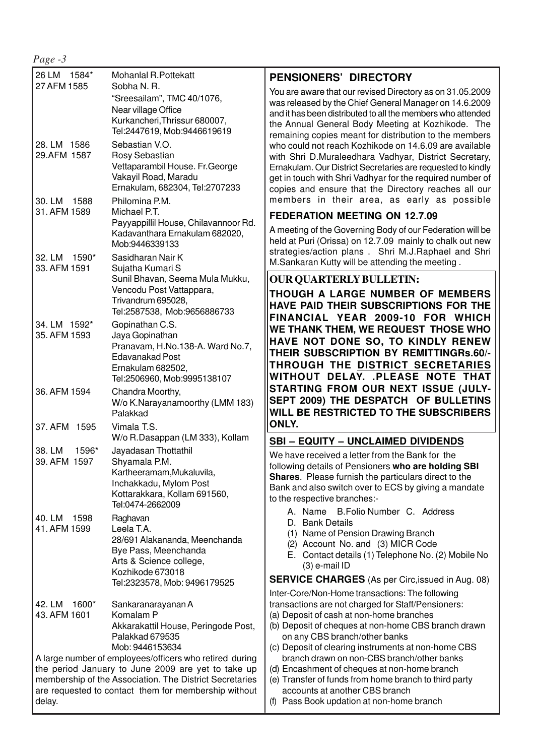| | |
|---|---|
| 26 LM 1584*<br>27 AFM 1585 | Mohanlal R.Pottekatt<br>Sobha N. R.<br>"Sreesailam", TMC 40/1076,<br>Near village Office<br>Kurkancheri,Thrissur 680007,<br>Tel:2447619, Mob:9446619619 |
| 28. LM 1586<br>29.AFM 1587 | Sebastian V.O.<br>Rosy Sebastian<br>Vettaparambil House. Fr.George Vakayil Road, Maradu<br>Ernakulam, 682304, Tel:2707233 |
| 30. LM 1588<br>31. AFM 1589 | Philomina P.M.<br>Michael P.T.<br>Payyappillil House, Chilavannoor Rd.<br>Kadavanthara Ernakulam 682020,<br>Mob:9446339133 |
| 32. LM 1590*<br>33. AFM 1591 | Sasidharan Nair K<br>Sujatha Kumari S<br>Sunil Bhavan, Seema Mula Mukku,<br>Vencodu Post Vattappara,<br>Trivandrum 695028,<br>Tel:2587538, Mob:9656886733 |
| 34. LM 1592*<br>35. AFM 1593 | Gopinathan C.S.<br>Jaya Gopinathan<br>Pranavam, H.No.138-A. Ward No.7,<br>Edavanakad Post<br>Ernakulam 682502,<br>Tel:2506960, Mob:9995138107 |
| 36. AFM 1594 | Chandra Moorthy,<br>W/o K.Narayanamoorthy (LMM 183)<br>Palakkad |
| 37. AFM 1595 | Vimala T.S.<br>W/o R.Dasappan (LM 333), Kollam |
| 38. LM 1596*<br>39. AFM 1597 | Jayadasan Thottathil<br>Shyamala P.M.<br>Kartheeramam,Mukaluvila,<br>Inchakkadu, Mylom Post<br>Kottarakkara, Kollam 691560,<br>Tel:0474-2662009 |
| 40. LM 1598<br>41. AFM 1599 | Raghavan<br>Leela T.A.<br>28/691 Alakananda, Meenchanda<br>Bye Pass, Meenchanda<br>Arts & Science college,<br>Kozhikode 673018<br>Tel:2323578, Mob: 9496179525 |
| 42. LM 1600*<br>43. AFM 1601 | Sankaranarayanan A<br>Komalam P<br>Akkarakattil House, Peringode Post,<br>Palakkad 679535<br>Mob: 9446153634 |

A large number of employees/officers who retired during the period January to June 2009 are yet to take up membership of the Association. The District Secretaries are requested to contact them for membership without delay.

## PENSIONERS' DIRECTORY

You are aware that our revised Directory as on 31.05.2009 was released by the Chief General Manager on 14.6.2009 and it has been distributed to all the members who attended the Annual General Body Meeting at Kozhikode. The remaining copies meant for distribution to the members who could not reach Kozhikode on 14.6.09 are available with Shri D.Muraleedhara Vadhyar, District Secretary, Ernakulam. Our District Secretaries are requested to kindly get in touch with Shri Vadhyar for the required number of copies and ensure that the Directory reaches all our members in their area, as early as possible

## FEDERATION MEETING ON 12.7.09

A meeting of the Governing Body of our Federation will be held at Puri (Orissa) on 12.7.09 mainly to chalk out new strategies/action plans . Shri M.J.Raphael and Shri M.Sankaran Kutty will be attending the meeting .

## OUR QUARTERLY BULLETIN:

**THOUGH A LARGE NUMBER OF MEMBERS HAVE PAID THEIR SUBSCRIPTIONS FOR THE FINANCIAL YEAR 2009-10 FOR WHICH WE THANK THEM, WE REQUEST THOSE WHO HAVE NOT DONE SO, TO KINDLY RENEW THEIR SUBSCRIPTION BY REMITTINGRs.60/- THROUGH THE DISTRICT SECRETARIES WITHOUT DELAY. .PLEASE NOTE THAT STARTING FROM OUR NEXT ISSUE (JULY-SEPT 2009) THE DESPATCH OF BULLETINS WILL BE RESTRICTED TO THE SUBSCRIBERS ONLY.**

## SBI – EQUITY – UNCLAIMED DIVIDENDS

We have received a letter from the Bank for the following details of Pensioners **who are holding SBI Shares**. Please furnish the particulars direct to the Bank and also switch over to ECS by giving a mandate to the respective branches:-

A. Name B.Folio Number C. Address
D. Bank Details
(1) Name of Pension Drawing Branch
(2) Account No. and (3) MICR Code
E. Contact details (1) Telephone No. (2) Mobile No (3) e-mail ID

**SERVICE CHARGES** (As per Circ,issued in Aug. 08)

Inter-Core/Non-Home transactions: The following transactions are not charged for Staff/Pensioners:

(a) Deposit of cash at non-home branches
(b) Deposit of cheques at non-home CBS branch drawn on any CBS branch/other banks
(c) Deposit of clearing instruments at non-home CBS branch drawn on non-CBS branch/other banks
(d) Encashment of cheques at non-home branch
(e) Transfer of funds from home branch to third party accounts at another CBS branch
(f) Pass Book updation at non-home branch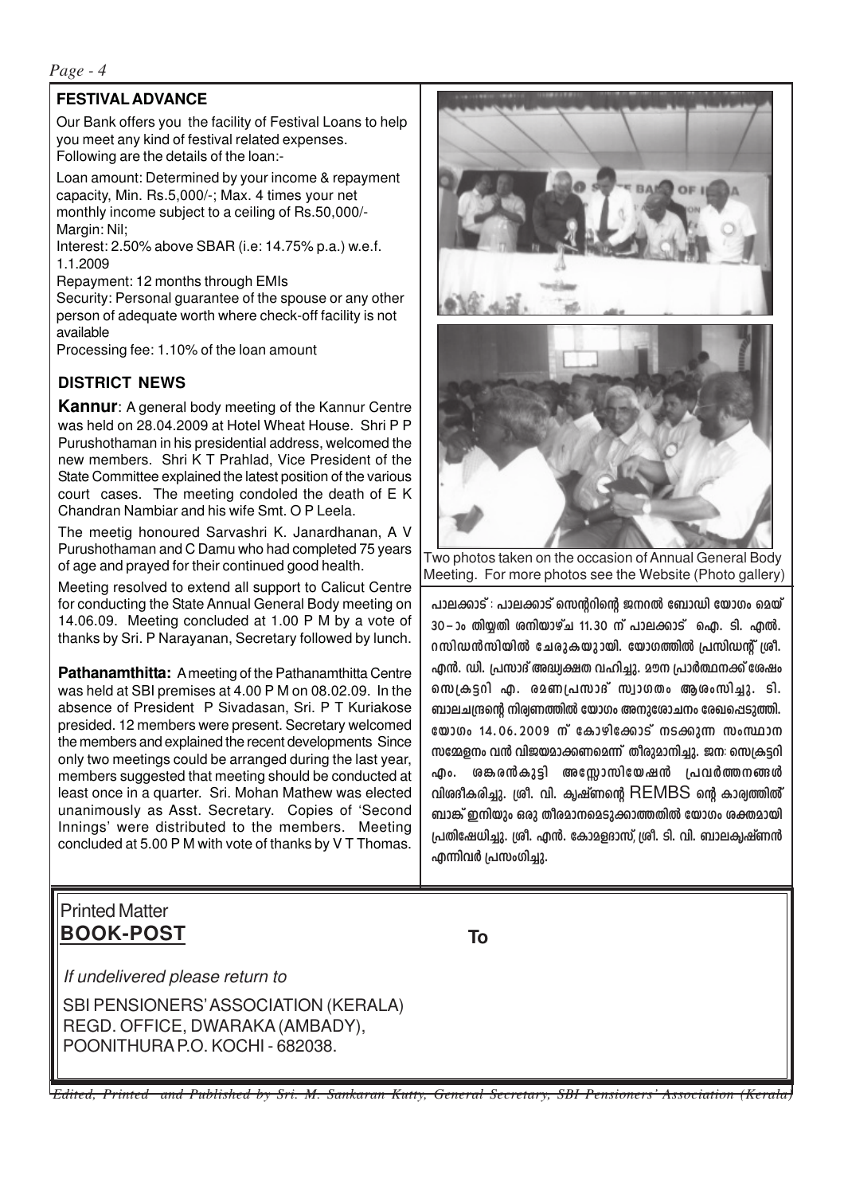## FESTIVAL ADVANCE

Our Bank offers you the facility of Festival Loans to help you meet any kind of festival related expenses. Following are the details of the loan:-

Loan amount: Determined by your income & repayment capacity, Min. Rs.5,000/-; Max. 4 times your net monthly income subject to a ceiling of Rs.50,000/-

Margin: Nil;

Interest: 2.50% above SBAR (i.e: 14.75% p.a.) w.e.f. 1.1.2009

Repayment: 12 months through EMIs

Security: Personal guarantee of the spouse or any other person of adequate worth where check-off facility is not available

Processing fee: 1.10% of the loan amount

## DISTRICT NEWS

**Kannur**: A general body meeting of the Kannur Centre was held on 28.04.2009 at Hotel Wheat House. Shri P P Purushothaman in his presidential address, welcomed the new members. Shri K T Prahlad, Vice President of the State Committee explained the latest position of the various court cases. The meeting condoled the death of E K Chandran Nambiar and his wife Smt. O P Leela.

The meetig honoured Sarvashri K. Janardhanan, A V Purushothaman and C Damu who had completed 75 years of age and prayed for their continued good health.

Meeting resolved to extend all support to Calicut Centre for conducting the State Annual General Body meeting on 14.06.09. Meeting concluded at 1.00 P M by a vote of thanks by Sri. P Narayanan, Secretary followed by lunch.

**Pathanamthitta:** A meeting of the Pathanamthitta Centre was held at SBI premises at 4.00 P M on 08.02.09. In the absence of President P Sivadasan, Sri. P T Kuriakose presided. 12 members were present. Secretary welcomed the members and explained the recent developments Since only two meetings could be arranged during the last year, members suggested that meeting should be conducted at least once in a quarter. Sri. Mohan Mathew was elected unanimously as Asst. Secretary. Copies of 'Second Innings' were distributed to the members. Meeting concluded at 5.00 P M with vote of thanks by V T Thomas.

Two photos taken on the occasion of Annual General Body Meeting. For more photos see the Website (Photo gallery)

പാലക്കാട് : പാലക്കാട് സെന്ററിന്റെ ജനറൽ ബോഡി യോഗം മെയ് 30–ാം തിയ്യതി ശനിയാഴ്ച 11.30 ന് പാലക്കാട് ഐ. ടി. എൽ. റസിഡൻസിയിൽ ചേരുകയുായി. യോഗത്തിൽ പ്രസിഡന്റ് ശ്രീ. എൻ. ഡി. പ്രസാദ് അദ്ധ്യക്ഷത വഹിച്ചു. മൗന പ്രാർത്ഥനക്ക് ശേഷം സെക്രട്ടറി എ. രമണപ്രസാദ് സ്വാഗതം ആശംസിച്ചു. ടി. ബാലചന്ദ്രന്റെ നിര്യണത്തിൽ യോഗം അനുശോചനം രേഖപ്പെടുത്തി. യോഗം 14.06.2009 ന് കോഴിക്കോട് നടക്കുന്ന സംസ്ഥാന സമ്മേളനം വൻ വിജയമാക്കണമെന്ന് തീരുമാനിച്ചു. ജനഃ സെക്രട്ടറി എം. ശങ്കരൻകുട്ടി അസ്സോസിയേഷൻ പ്രവർത്തനങ്ങൾ വിശദീകരിച്ചു. ശ്രീ. വി. കൃഷ്ണന്റെ REMBS ന്റെ കാര്യത്തിൽ ബാങ്ക് ഇനിയും ഒരു തീരമാനമെടുക്കാത്തതിൽ യോഗം ശക്തമായി പ്രതിഷേധിച്ചു. ശ്രീ. എൻ. കോമളദാസ്, ശ്രീ. ടി. വി. ബാലകൃഷ്ണൻ എന്നിവർ പ്രസംഗിച്ചു.

Printed Matter
**BOOK-POST**

**To**

*If undelivered please return to*

SBI PENSIONERS' ASSOCIATION (KERALA)
REGD. OFFICE, DWARAKA (AMBADY),
POONITHURA P.O. KOCHI - 682038.

*Edited, Printed and Published by Sri. M. Sankaran Kutty, General Secretary, SBI Pensioners' Association (Kerala)*